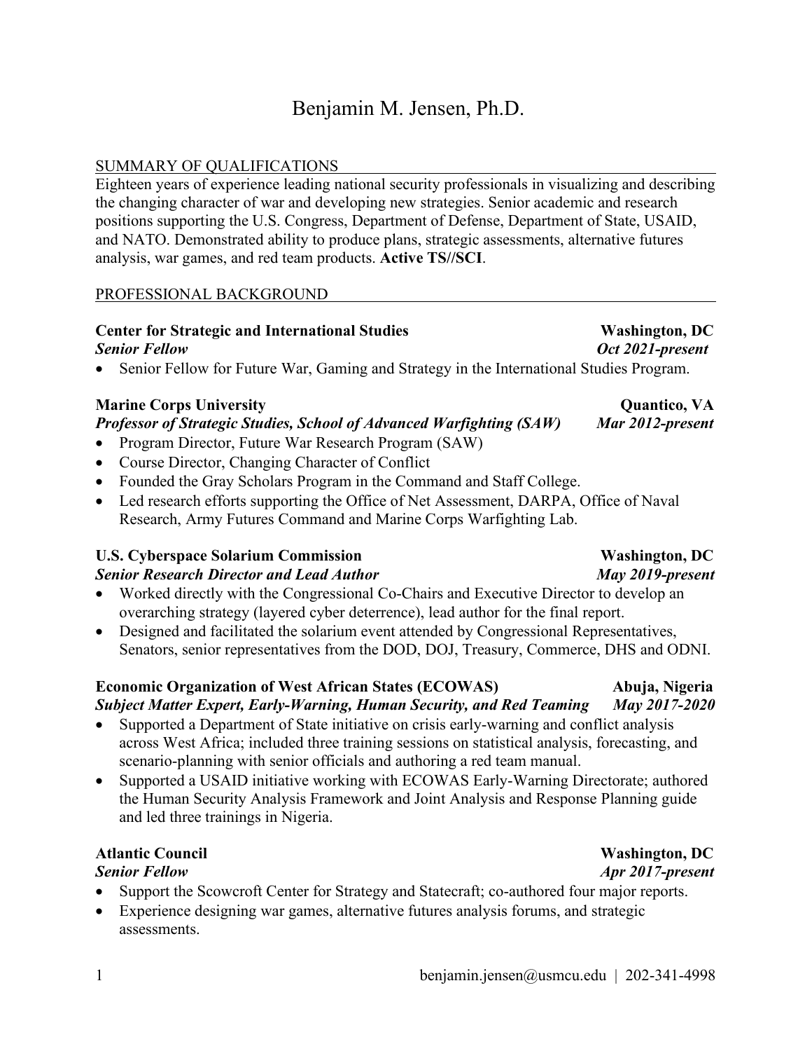# Benjamin M. Jensen, Ph.D.

## SUMMARY OF QUALIFICATIONS

Eighteen years of experience leading national security professionals in visualizing and describing the changing character of war and developing new strategies. Senior academic and research positions supporting the U.S. Congress, Department of Defense, Department of State, USAID, and NATO. Demonstrated ability to produce plans, strategic assessments, alternative futures analysis, war games, and red team products. **Active TS//SCI**.

## PROFESSIONAL BACKGROUND

**Center for Strategic and International Studies** — **Washington, DC**
***Senior Fellow*** — ***Oct 2021-present***

- Senior Fellow for Future War, Gaming and Strategy in the International Studies Program.

**Marine Corps University** — **Quantico, VA**
***Professor of Strategic Studies, School of Advanced Warfighting (SAW)*** — ***Mar 2012-present***

- Program Director, Future War Research Program (SAW)
- Course Director, Changing Character of Conflict
- Founded the Gray Scholars Program in the Command and Staff College.
- Led research efforts supporting the Office of Net Assessment, DARPA, Office of Naval Research, Army Futures Command and Marine Corps Warfighting Lab.

**U.S. Cyberspace Solarium Commission** — **Washington, DC**
***Senior Research Director and Lead Author*** — ***May 2019-present***

- Worked directly with the Congressional Co-Chairs and Executive Director to develop an overarching strategy (layered cyber deterrence), lead author for the final report.
- Designed and facilitated the solarium event attended by Congressional Representatives, Senators, senior representatives from the DOD, DOJ, Treasury, Commerce, DHS and ODNI.

**Economic Organization of West African States (ECOWAS)** — **Abuja, Nigeria**
***Subject Matter Expert, Early-Warning, Human Security, and Red Teaming*** — ***May 2017-2020***

- Supported a Department of State initiative on crisis early-warning and conflict analysis across West Africa; included three training sessions on statistical analysis, forecasting, and scenario-planning with senior officials and authoring a red team manual.
- Supported a USAID initiative working with ECOWAS Early-Warning Directorate; authored the Human Security Analysis Framework and Joint Analysis and Response Planning guide and led three trainings in Nigeria.

**Atlantic Council** — **Washington, DC**
***Senior Fellow*** — ***Apr 2017-present***

- Support the Scowcroft Center for Strategy and Statecraft; co-authored four major reports.
- Experience designing war games, alternative futures analysis forums, and strategic assessments.

benjamin.jensen@usmcu.edu | 202-341-4998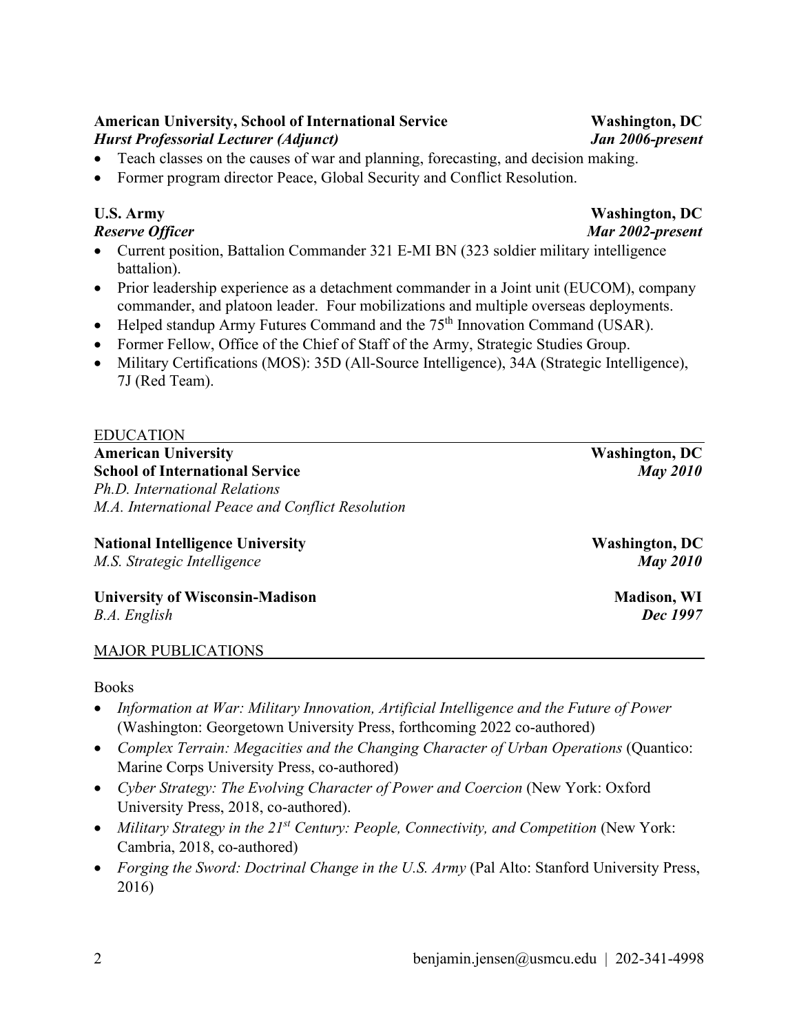**American University, School of International Service** — **Washington, DC**
***Hurst Professorial Lecturer (Adjunct)*** — ***Jan 2006-present***

- Teach classes on the causes of war and planning, forecasting, and decision making.
- Former program director Peace, Global Security and Conflict Resolution.

**U.S. Army** — **Washington, DC**
***Reserve Officer*** — ***Mar 2002-present***

- Current position, Battalion Commander 321 E-MI BN (323 soldier military intelligence battalion).
- Prior leadership experience as a detachment commander in a Joint unit (EUCOM), company commander, and platoon leader. Four mobilizations and multiple overseas deployments.
- Helped standup Army Futures Command and the 75th Innovation Command (USAR).
- Former Fellow, Office of the Chief of Staff of the Army, Strategic Studies Group.
- Military Certifications (MOS): 35D (All-Source Intelligence), 34A (Strategic Intelligence), 7J (Red Team).

## EDUCATION

**American University** — **Washington, DC**
**School of International Service** — ***May 2010***
*Ph.D. International Relations*
*M.A. International Peace and Conflict Resolution*

**National Intelligence University** — **Washington, DC**
*M.S. Strategic Intelligence* — ***May 2010***

**University of Wisconsin-Madison** — **Madison, WI**
*B.A. English* — ***Dec 1997***

## MAJOR PUBLICATIONS

Books

- *Information at War: Military Innovation, Artificial Intelligence and the Future of Power* (Washington: Georgetown University Press, forthcoming 2022 co-authored)
- *Complex Terrain: Megacities and the Changing Character of Urban Operations* (Quantico: Marine Corps University Press, co-authored)
- *Cyber Strategy: The Evolving Character of Power and Coercion* (New York: Oxford University Press, 2018, co-authored).
- *Military Strategy in the 21st Century: People, Connectivity, and Competition* (New York: Cambria, 2018, co-authored)
- *Forging the Sword: Doctrinal Change in the U.S. Army* (Pal Alto: Stanford University Press, 2016)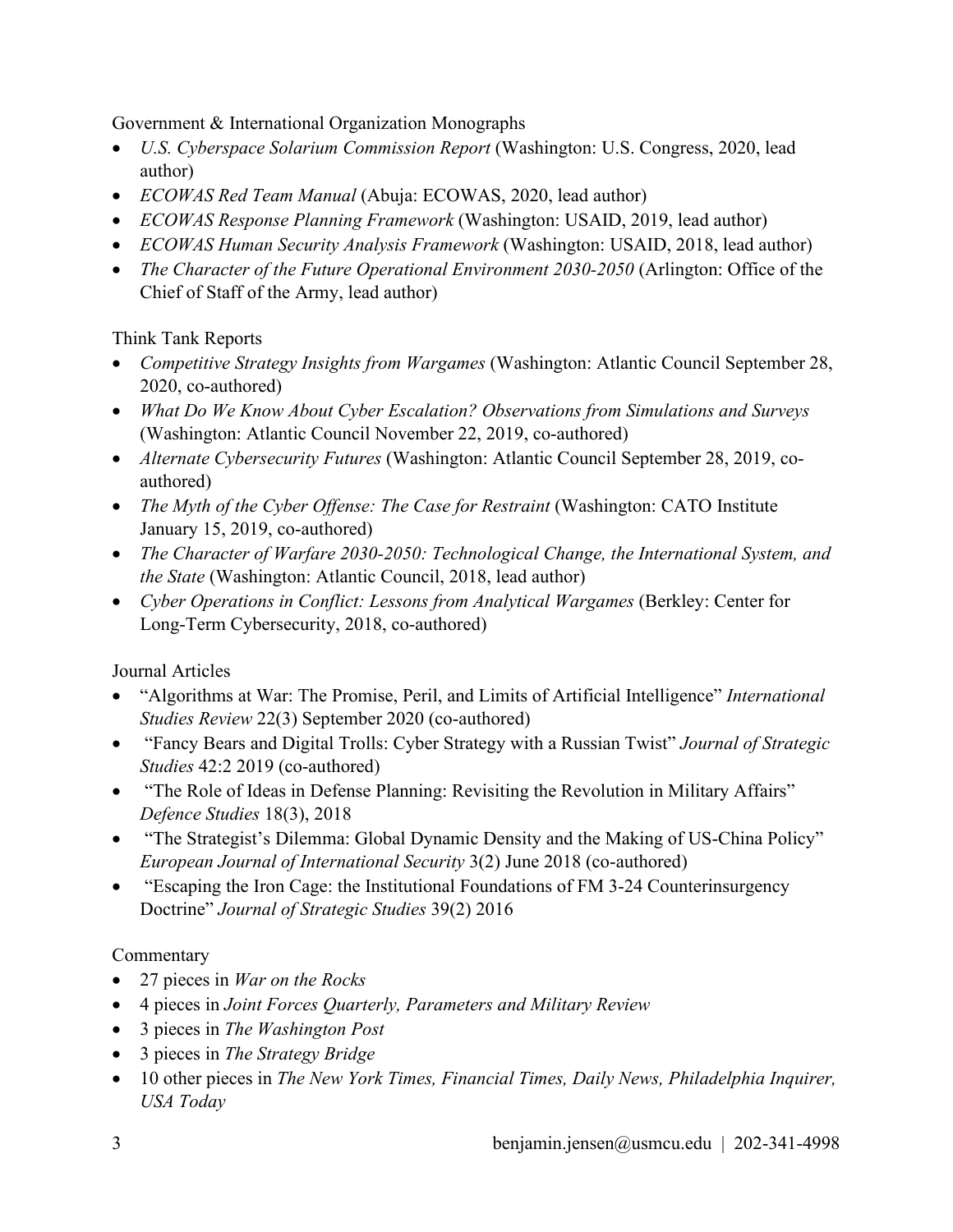Government & International Organization Monographs

- *U.S. Cyberspace Solarium Commission Report* (Washington: U.S. Congress, 2020, lead author)
- *ECOWAS Red Team Manual* (Abuja: ECOWAS, 2020, lead author)
- *ECOWAS Response Planning Framework* (Washington: USAID, 2019, lead author)
- *ECOWAS Human Security Analysis Framework* (Washington: USAID, 2018, lead author)
- *The Character of the Future Operational Environment 2030-2050* (Arlington: Office of the Chief of Staff of the Army, lead author)

Think Tank Reports

- *Competitive Strategy Insights from Wargames* (Washington: Atlantic Council September 28, 2020, co-authored)
- *What Do We Know About Cyber Escalation? Observations from Simulations and Surveys* (Washington: Atlantic Council November 22, 2019, co-authored)
- *Alternate Cybersecurity Futures* (Washington: Atlantic Council September 28, 2019, co-authored)
- *The Myth of the Cyber Offense: The Case for Restraint* (Washington: CATO Institute January 15, 2019, co-authored)
- *The Character of Warfare 2030-2050: Technological Change, the International System, and the State* (Washington: Atlantic Council, 2018, lead author)
- *Cyber Operations in Conflict: Lessons from Analytical Wargames* (Berkley: Center for Long-Term Cybersecurity, 2018, co-authored)

Journal Articles

- "Algorithms at War: The Promise, Peril, and Limits of Artificial Intelligence" *International Studies Review* 22(3) September 2020 (co-authored)
- "Fancy Bears and Digital Trolls: Cyber Strategy with a Russian Twist" *Journal of Strategic Studies* 42:2 2019 (co-authored)
- "The Role of Ideas in Defense Planning: Revisiting the Revolution in Military Affairs" *Defence Studies* 18(3), 2018
- "The Strategist's Dilemma: Global Dynamic Density and the Making of US-China Policy" *European Journal of International Security* 3(2) June 2018 (co-authored)
- "Escaping the Iron Cage: the Institutional Foundations of FM 3-24 Counterinsurgency Doctrine" *Journal of Strategic Studies* 39(2) 2016

Commentary

- 27 pieces in *War on the Rocks*
- 4 pieces in *Joint Forces Quarterly, Parameters and Military Review*
- 3 pieces in *The Washington Post*
- 3 pieces in *The Strategy Bridge*
- 10 other pieces in *The New York Times, Financial Times, Daily News, Philadelphia Inquirer, USA Today*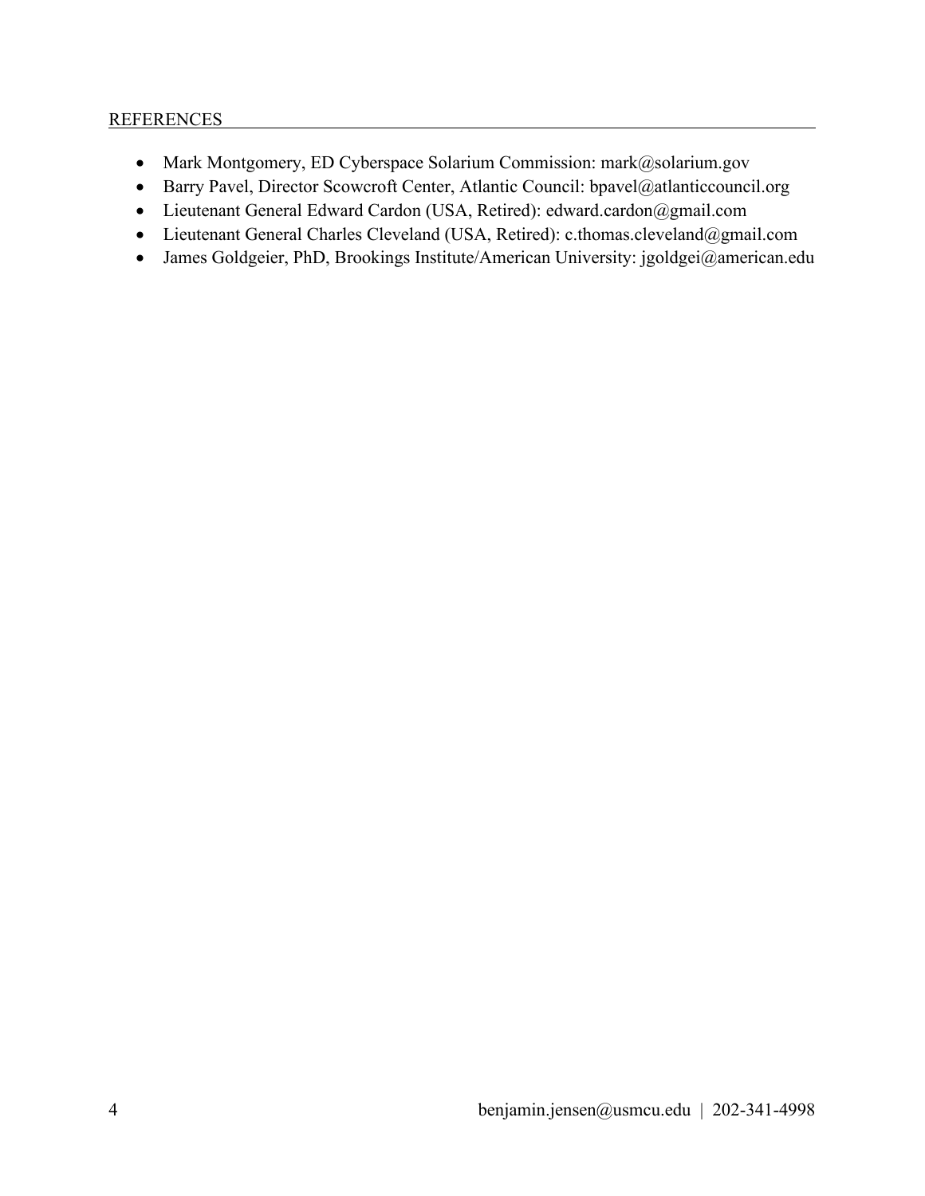## REFERENCES

- Mark Montgomery, ED Cyberspace Solarium Commission: mark@solarium.gov
- Barry Pavel, Director Scowcroft Center, Atlantic Council: bpavel@atlanticcouncil.org
- Lieutenant General Edward Cardon (USA, Retired): edward.cardon@gmail.com
- Lieutenant General Charles Cleveland (USA, Retired): c.thomas.cleveland@gmail.com
- James Goldgeier, PhD, Brookings Institute/American University: jgoldgei@american.edu